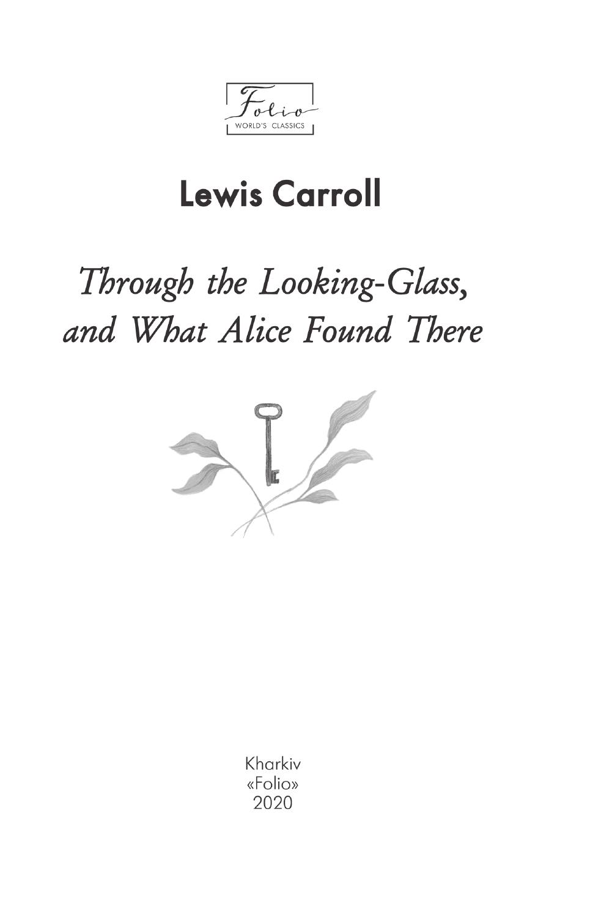Folio
WORLD'S CLASSICS

# Lewis Carroll

## *Through the Looking-Glass, and What Alice Found There*

Kharkiv
«Folio»
2020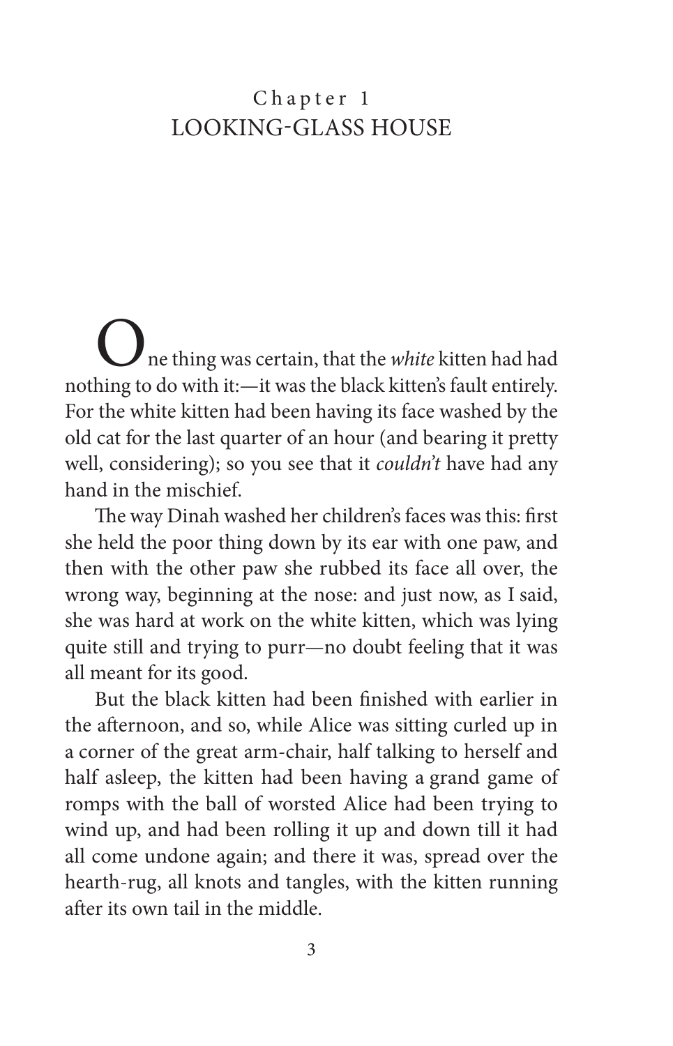# Chapter 1
# LOOKING-GLASS HOUSE

One thing was certain, that the *white* kitten had had nothing to do with it:—it was the black kitten's fault entirely. For the white kitten had been having its face washed by the old cat for the last quarter of an hour (and bearing it pretty well, considering); so you see that it *couldn't* have had any hand in the mischief.

The way Dinah washed her children's faces was this: first she held the poor thing down by its ear with one paw, and then with the other paw she rubbed its face all over, the wrong way, beginning at the nose: and just now, as I said, she was hard at work on the white kitten, which was lying quite still and trying to purr—no doubt feeling that it was all meant for its good.

But the black kitten had been finished with earlier in the afternoon, and so, while Alice was sitting curled up in a corner of the great arm-chair, half talking to herself and half asleep, the kitten had been having a grand game of romps with the ball of worsted Alice had been trying to wind up, and had been rolling it up and down till it had all come undone again; and there it was, spread over the hearth-rug, all knots and tangles, with the kitten running after its own tail in the middle.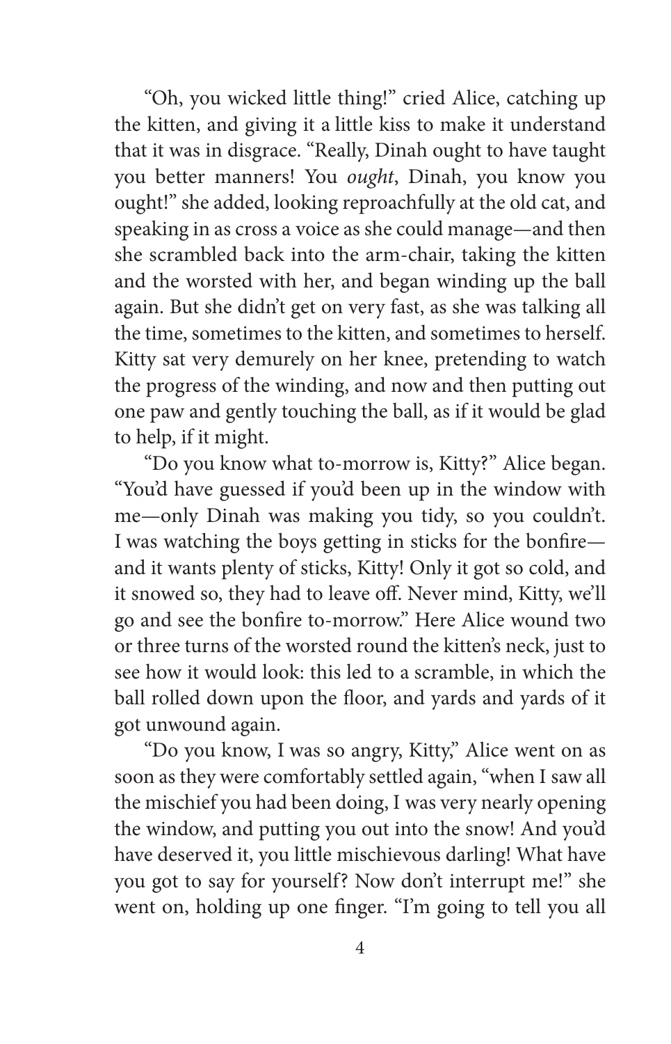"Oh, you wicked little thing!" cried Alice, catching up the kitten, and giving it a little kiss to make it understand that it was in disgrace. "Really, Dinah ought to have taught you better manners! You *ought*, Dinah, you know you ought!" she added, looking reproachfully at the old cat, and speaking in as cross a voice as she could manage—and then she scrambled back into the arm-chair, taking the kitten and the worsted with her, and began winding up the ball again. But she didn't get on very fast, as she was talking all the time, sometimes to the kitten, and sometimes to herself. Kitty sat very demurely on her knee, pretending to watch the progress of the winding, and now and then putting out one paw and gently touching the ball, as if it would be glad to help, if it might.

"Do you know what to-morrow is, Kitty?" Alice began. "You'd have guessed if you'd been up in the window with me—only Dinah was making you tidy, so you couldn't. I was watching the boys getting in sticks for the bonfire—and it wants plenty of sticks, Kitty! Only it got so cold, and it snowed so, they had to leave off. Never mind, Kitty, we'll go and see the bonfire to-morrow." Here Alice wound two or three turns of the worsted round the kitten's neck, just to see how it would look: this led to a scramble, in which the ball rolled down upon the floor, and yards and yards of it got unwound again.

"Do you know, I was so angry, Kitty," Alice went on as soon as they were comfortably settled again, "when I saw all the mischief you had been doing, I was very nearly opening the window, and putting you out into the snow! And you'd have deserved it, you little mischievous darling! What have you got to say for yourself? Now don't interrupt me!" she went on, holding up one finger. "I'm going to tell you all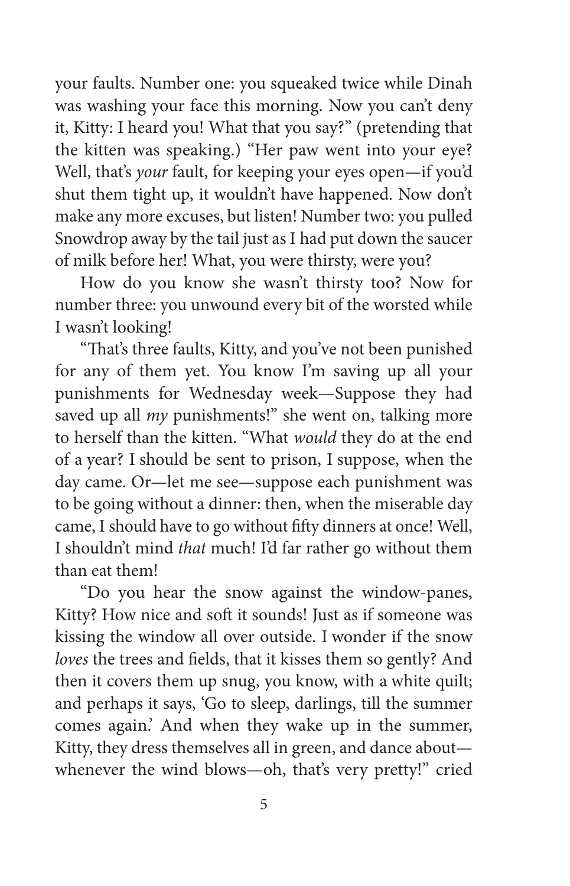your faults. Number one: you squeaked twice while Dinah was washing your face this morning. Now you can't deny it, Kitty: I heard you! What that you say?" (pretending that the kitten was speaking.) "Her paw went into your eye? Well, that's *your* fault, for keeping your eyes open—if you'd shut them tight up, it wouldn't have happened. Now don't make any more excuses, but listen! Number two: you pulled Snowdrop away by the tail just as I had put down the saucer of milk before her! What, you were thirsty, were you?

How do you know she wasn't thirsty too? Now for number three: you unwound every bit of the worsted while I wasn't looking!

"That's three faults, Kitty, and you've not been punished for any of them yet. You know I'm saving up all your punishments for Wednesday week—Suppose they had saved up all *my* punishments!" she went on, talking more to herself than the kitten. "What *would* they do at the end of a year? I should be sent to prison, I suppose, when the day came. Or—let me see—suppose each punishment was to be going without a dinner: then, when the miserable day came, I should have to go without fifty dinners at once! Well, I shouldn't mind *that* much! I'd far rather go without them than eat them!

"Do you hear the snow against the window-panes, Kitty? How nice and soft it sounds! Just as if someone was kissing the window all over outside. I wonder if the snow *loves* the trees and fields, that it kisses them so gently? And then it covers them up snug, you know, with a white quilt; and perhaps it says, 'Go to sleep, darlings, till the summer comes again.' And when they wake up in the summer, Kitty, they dress themselves all in green, and dance about—whenever the wind blows—oh, that's very pretty!" cried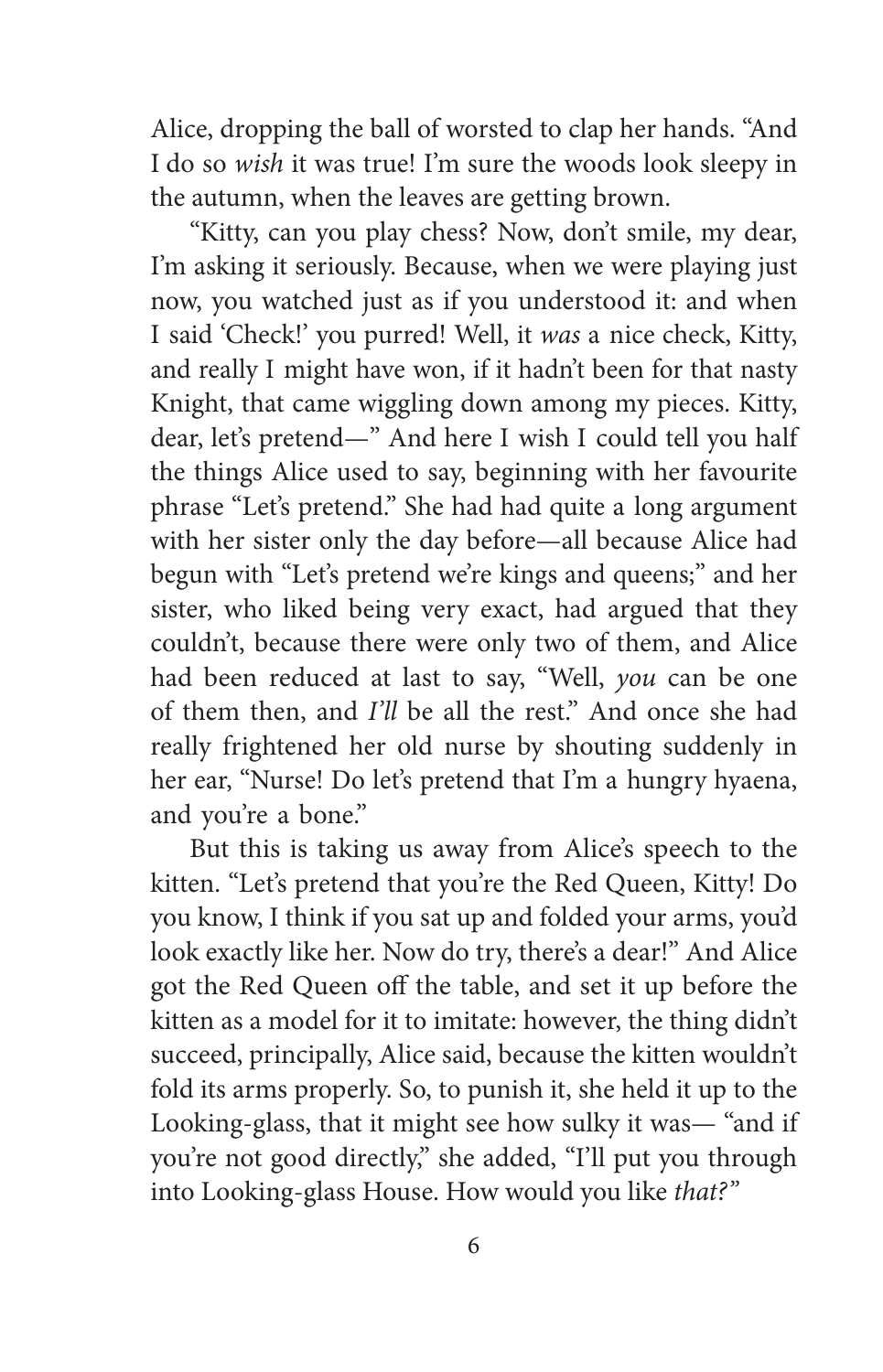Alice, dropping the ball of worsted to clap her hands. "And I do so *wish* it was true! I'm sure the woods look sleepy in the autumn, when the leaves are getting brown.

"Kitty, can you play chess? Now, don't smile, my dear, I'm asking it seriously. Because, when we were playing just now, you watched just as if you understood it: and when I said 'Check!' you purred! Well, it *was* a nice check, Kitty, and really I might have won, if it hadn't been for that nasty Knight, that came wiggling down among my pieces. Kitty, dear, let's pretend—" And here I wish I could tell you half the things Alice used to say, beginning with her favourite phrase "Let's pretend." She had had quite a long argument with her sister only the day before—all because Alice had begun with "Let's pretend we're kings and queens;" and her sister, who liked being very exact, had argued that they couldn't, because there were only two of them, and Alice had been reduced at last to say, "Well, *you* can be one of them then, and *I'll* be all the rest." And once she had really frightened her old nurse by shouting suddenly in her ear, "Nurse! Do let's pretend that I'm a hungry hyaena, and you're a bone."

But this is taking us away from Alice's speech to the kitten. "Let's pretend that you're the Red Queen, Kitty! Do you know, I think if you sat up and folded your arms, you'd look exactly like her. Now do try, there's a dear!" And Alice got the Red Queen off the table, and set it up before the kitten as a model for it to imitate: however, the thing didn't succeed, principally, Alice said, because the kitten wouldn't fold its arms properly. So, to punish it, she held it up to the Looking-glass, that it might see how sulky it was— "and if you're not good directly," she added, "I'll put you through into Looking-glass House. How would you like *that?*"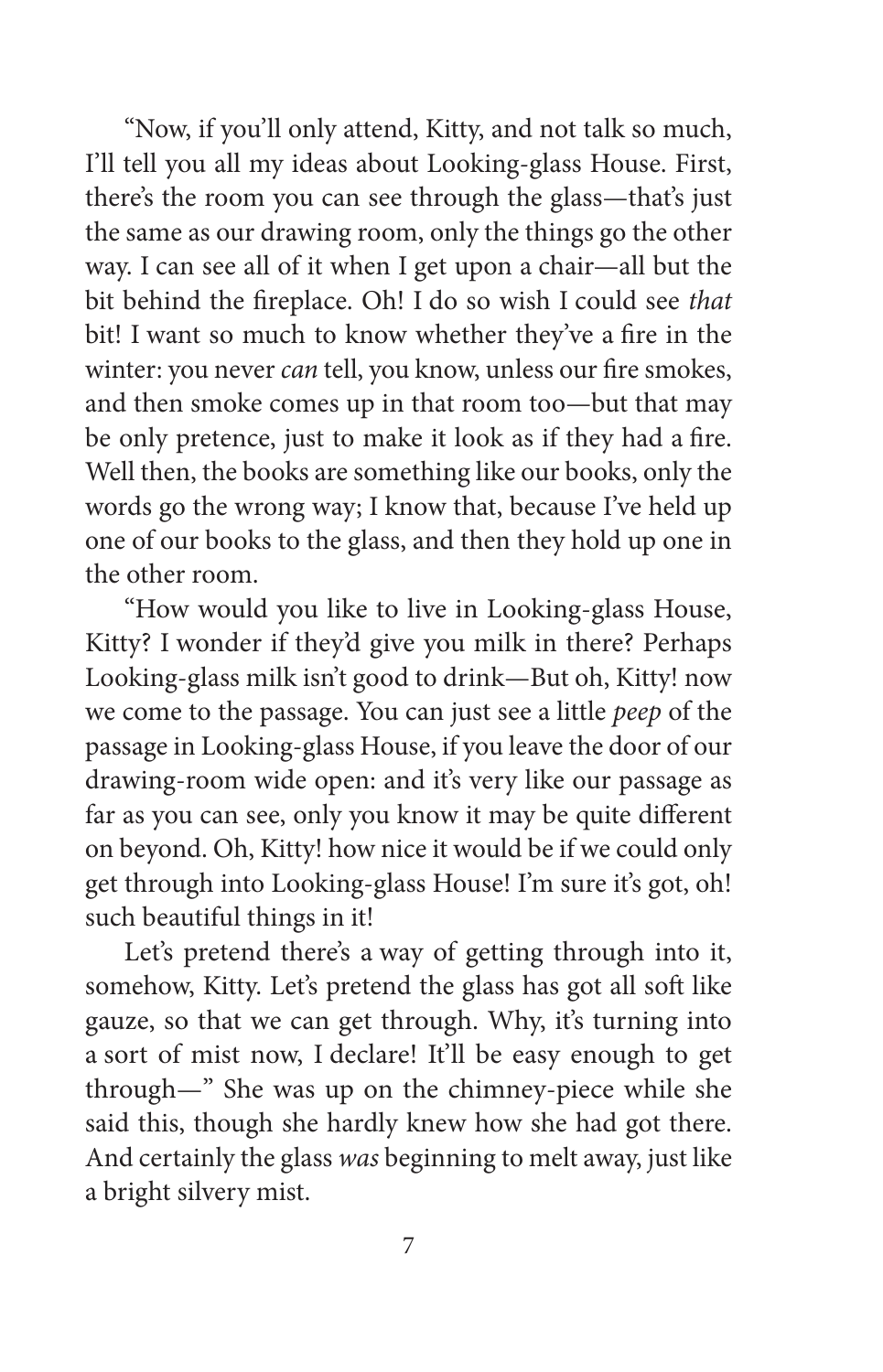"Now, if you'll only attend, Kitty, and not talk so much, I'll tell you all my ideas about Looking-glass House. First, there's the room you can see through the glass—that's just the same as our drawing room, only the things go the other way. I can see all of it when I get upon a chair—all but the bit behind the fireplace. Oh! I do so wish I could see *that* bit! I want so much to know whether they've a fire in the winter: you never *can* tell, you know, unless our fire smokes, and then smoke comes up in that room too—but that may be only pretence, just to make it look as if they had a fire. Well then, the books are something like our books, only the words go the wrong way; I know that, because I've held up one of our books to the glass, and then they hold up one in the other room.

"How would you like to live in Looking-glass House, Kitty? I wonder if they'd give you milk in there? Perhaps Looking-glass milk isn't good to drink—But oh, Kitty! now we come to the passage. You can just see a little *peep* of the passage in Looking-glass House, if you leave the door of our drawing-room wide open: and it's very like our passage as far as you can see, only you know it may be quite different on beyond. Oh, Kitty! how nice it would be if we could only get through into Looking-glass House! I'm sure it's got, oh! such beautiful things in it!

Let's pretend there's a way of getting through into it, somehow, Kitty. Let's pretend the glass has got all soft like gauze, so that we can get through. Why, it's turning into a sort of mist now, I declare! It'll be easy enough to get through—" She was up on the chimney-piece while she said this, though she hardly knew how she had got there. And certainly the glass *was* beginning to melt away, just like a bright silvery mist.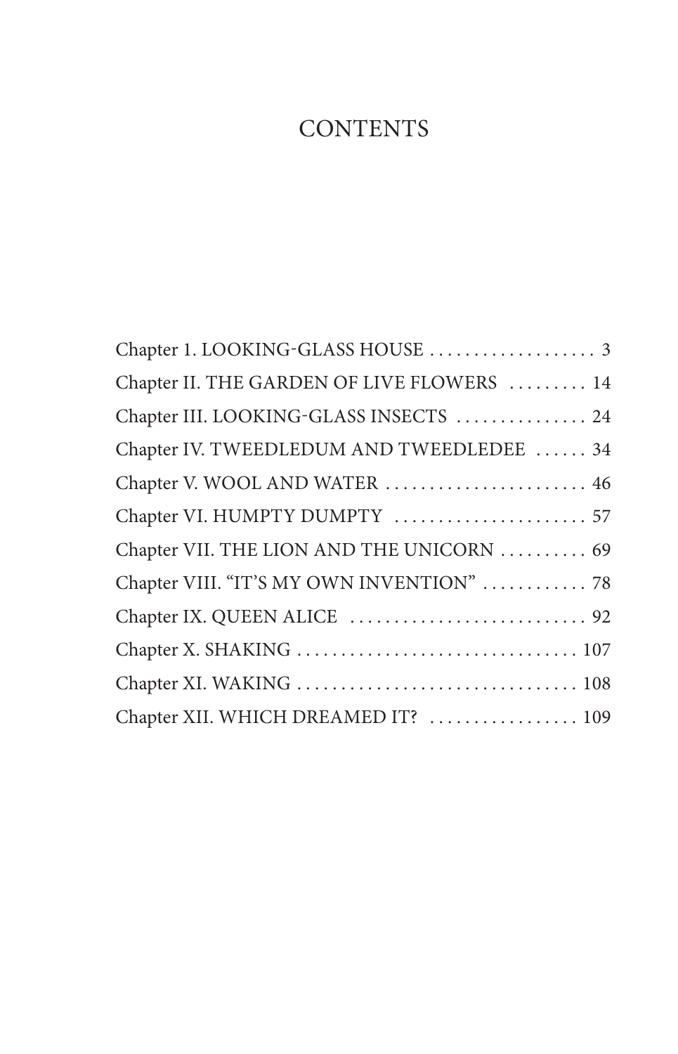# CONTENTS

Chapter 1. LOOKING-GLASS HOUSE ................... 3
Chapter II. THE GARDEN OF LIVE FLOWERS ......... 14
Chapter III. LOOKING-GLASS INSECTS ............... 24
Chapter IV. TWEEDLEDUM AND TWEEDLEDEE ...... 34
Chapter V. WOOL AND WATER ....................... 46
Chapter VI. HUMPTY DUMPTY ...................... 57
Chapter VII. THE LION AND THE UNICORN .......... 69
Chapter VIII. "IT'S MY OWN INVENTION" ............ 78
Chapter IX. QUEEN ALICE ........................... 92
Chapter X. SHAKING ................................ 107
Chapter XI. WAKING ................................ 108
Chapter XII. WHICH DREAMED IT? ................. 109